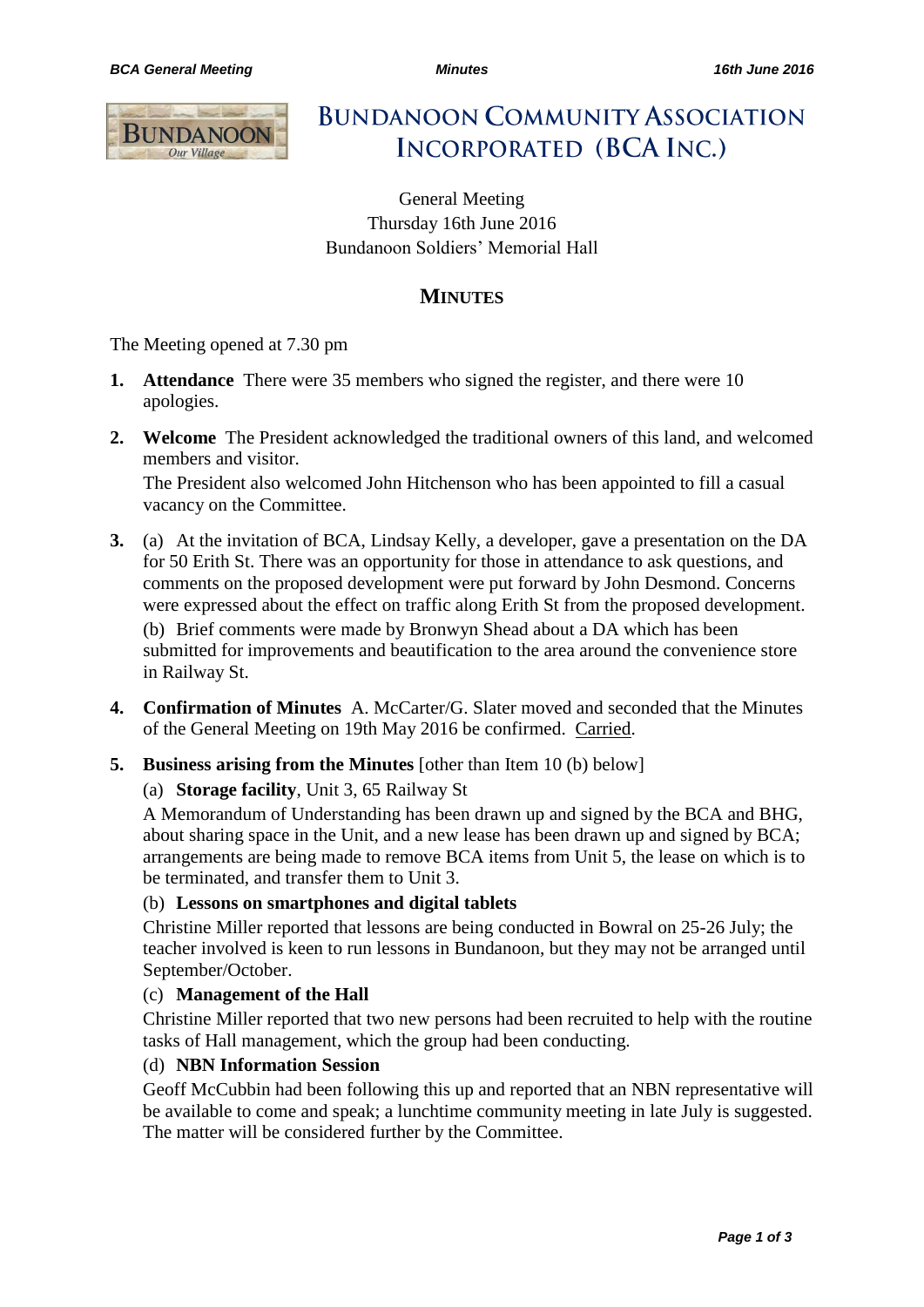# BUNDANOON COMMUNITY ASSOCIATION INCORPORATED (BCA INC.)

General Meeting
Thursday 16th June 2016
Bundanoon Soldiers' Memorial Hall

## MINUTES

The Meeting opened at 7.30 pm

1. **Attendance** There were 35 members who signed the register, and there were 10 apologies.

2. **Welcome** The President acknowledged the traditional owners of this land, and welcomed members and visitor.

   The President also welcomed John Hitchenson who has been appointed to fill a casual vacancy on the Committee.

3. (a) At the invitation of BCA, Lindsay Kelly, a developer, gave a presentation on the DA for 50 Erith St. There was an opportunity for those in attendance to ask questions, and comments on the proposed development were put forward by John Desmond. Concerns were expressed about the effect on traffic along Erith St from the proposed development.

   (b) Brief comments were made by Bronwyn Shead about a DA which has been submitted for improvements and beautification to the area around the convenience store in Railway St.

4. **Confirmation of Minutes** A. McCarter/G. Slater moved and seconded that the Minutes of the General Meeting on 19th May 2016 be confirmed. <u>Carried</u>.

5. **Business arising from the Minutes** [other than Item 10 (b) below]

   (a) **Storage facility**, Unit 3, 65 Railway St

   A Memorandum of Understanding has been drawn up and signed by the BCA and BHG, about sharing space in the Unit, and a new lease has been drawn up and signed by BCA; arrangements are being made to remove BCA items from Unit 5, the lease on which is to be terminated, and transfer them to Unit 3.

   (b) **Lessons on smartphones and digital tablets**

   Christine Miller reported that lessons are being conducted in Bowral on 25-26 July; the teacher involved is keen to run lessons in Bundanoon, but they may not be arranged until September/October.

   (c) **Management of the Hall**

   Christine Miller reported that two new persons had been recruited to help with the routine tasks of Hall management, which the group had been conducting.

   (d) **NBN Information Session**

   Geoff McCubbin had been following this up and reported that an NBN representative will be available to come and speak; a lunchtime community meeting in late July is suggested. The matter will be considered further by the Committee.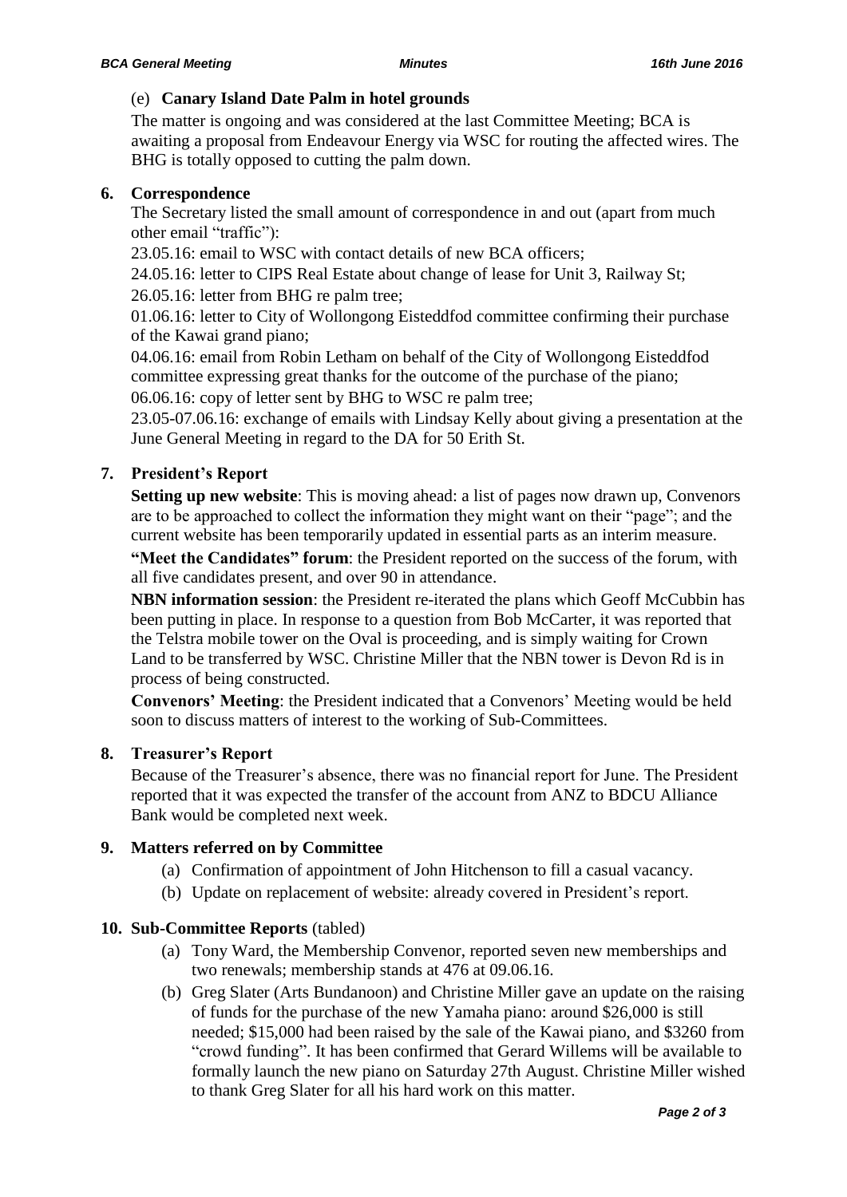(e) **Canary Island Date Palm in hotel grounds**

The matter is ongoing and was considered at the last Committee Meeting; BCA is awaiting a proposal from Endeavour Energy via WSC for routing the affected wires. The BHG is totally opposed to cutting the palm down.

## 6. Correspondence

The Secretary listed the small amount of correspondence in and out (apart from much other email "traffic"):

23.05.16: email to WSC with contact details of new BCA officers;

24.05.16: letter to CIPS Real Estate about change of lease for Unit 3, Railway St;

26.05.16: letter from BHG re palm tree;

01.06.16: letter to City of Wollongong Eisteddfod committee confirming their purchase of the Kawai grand piano;

04.06.16: email from Robin Letham on behalf of the City of Wollongong Eisteddfod committee expressing great thanks for the outcome of the purchase of the piano;

06.06.16: copy of letter sent by BHG to WSC re palm tree;

23.05-07.06.16: exchange of emails with Lindsay Kelly about giving a presentation at the June General Meeting in regard to the DA for 50 Erith St.

## 7. President's Report

**Setting up new website**: This is moving ahead: a list of pages now drawn up, Convenors are to be approached to collect the information they might want on their "page"; and the current website has been temporarily updated in essential parts as an interim measure.

**"Meet the Candidates" forum**: the President reported on the success of the forum, with all five candidates present, and over 90 in attendance.

**NBN information session**: the President re-iterated the plans which Geoff McCubbin has been putting in place. In response to a question from Bob McCarter, it was reported that the Telstra mobile tower on the Oval is proceeding, and is simply waiting for Crown Land to be transferred by WSC. Christine Miller that the NBN tower is Devon Rd is in process of being constructed.

**Convenors' Meeting**: the President indicated that a Convenors' Meeting would be held soon to discuss matters of interest to the working of Sub-Committees.

## 8. Treasurer's Report

Because of the Treasurer's absence, there was no financial report for June. The President reported that it was expected the transfer of the account from ANZ to BDCU Alliance Bank would be completed next week.

## 9. Matters referred on by Committee

(a) Confirmation of appointment of John Hitchenson to fill a casual vacancy.

(b) Update on replacement of website: already covered in President's report.

## 10. Sub-Committee Reports (tabled)

(a) Tony Ward, the Membership Convenor, reported seven new memberships and two renewals; membership stands at 476 at 09.06.16.

(b) Greg Slater (Arts Bundanoon) and Christine Miller gave an update on the raising of funds for the purchase of the new Yamaha piano: around \$26,000 is still needed; \$15,000 had been raised by the sale of the Kawai piano, and \$3260 from "crowd funding". It has been confirmed that Gerard Willems will be available to formally launch the new piano on Saturday 27th August. Christine Miller wished to thank Greg Slater for all his hard work on this matter.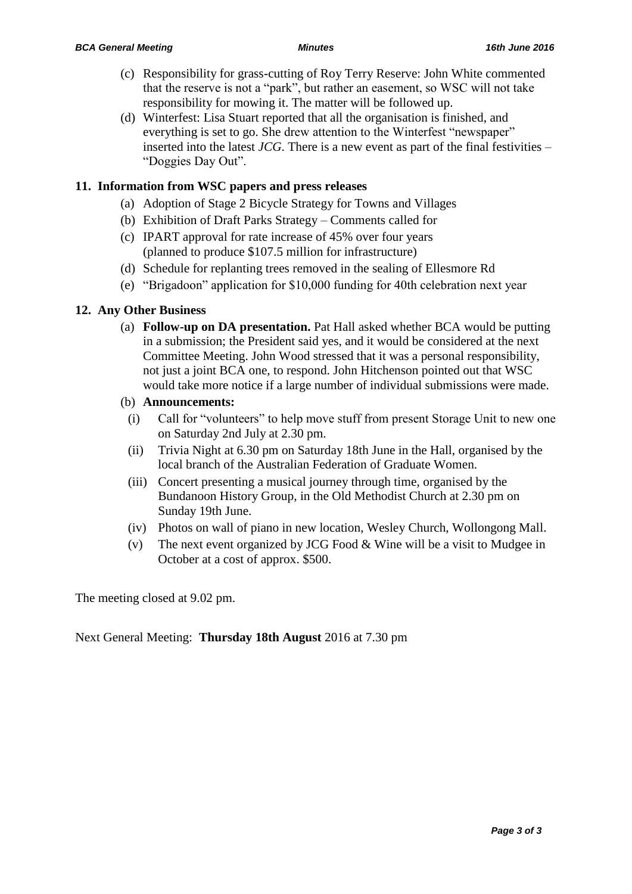(c) Responsibility for grass-cutting of Roy Terry Reserve: John White commented that the reserve is not a "park", but rather an easement, so WSC will not take responsibility for mowing it. The matter will be followed up.

(d) Winterfest: Lisa Stuart reported that all the organisation is finished, and everything is set to go. She drew attention to the Winterfest "newspaper" inserted into the latest *JCG*. There is a new event as part of the final festivities – "Doggies Day Out".

## 11. Information from WSC papers and press releases

(a) Adoption of Stage 2 Bicycle Strategy for Towns and Villages

(b) Exhibition of Draft Parks Strategy – Comments called for

(c) IPART approval for rate increase of 45% over four years (planned to produce $107.5 million for infrastructure)

(d) Schedule for replanting trees removed in the sealing of Ellesmore Rd

(e) "Brigadoon" application for $10,000 funding for 40th celebration next year

## 12. Any Other Business

(a) **Follow-up on DA presentation.** Pat Hall asked whether BCA would be putting in a submission; the President said yes, and it would be considered at the next Committee Meeting. John Wood stressed that it was a personal responsibility, not just a joint BCA one, to respond. John Hitchenson pointed out that WSC would take more notice if a large number of individual submissions were made.

(b) **Announcements:**

(i) Call for "volunteers" to help move stuff from present Storage Unit to new one on Saturday 2nd July at 2.30 pm.

(ii) Trivia Night at 6.30 pm on Saturday 18th June in the Hall, organised by the local branch of the Australian Federation of Graduate Women.

(iii) Concert presenting a musical journey through time, organised by the Bundanoon History Group, in the Old Methodist Church at 2.30 pm on Sunday 19th June.

(iv) Photos on wall of piano in new location, Wesley Church, Wollongong Mall.

(v) The next event organized by JCG Food & Wine will be a visit to Mudgee in October at a cost of approx. $500.

The meeting closed at 9.02 pm.

Next General Meeting: **Thursday 18th August** 2016 at 7.30 pm